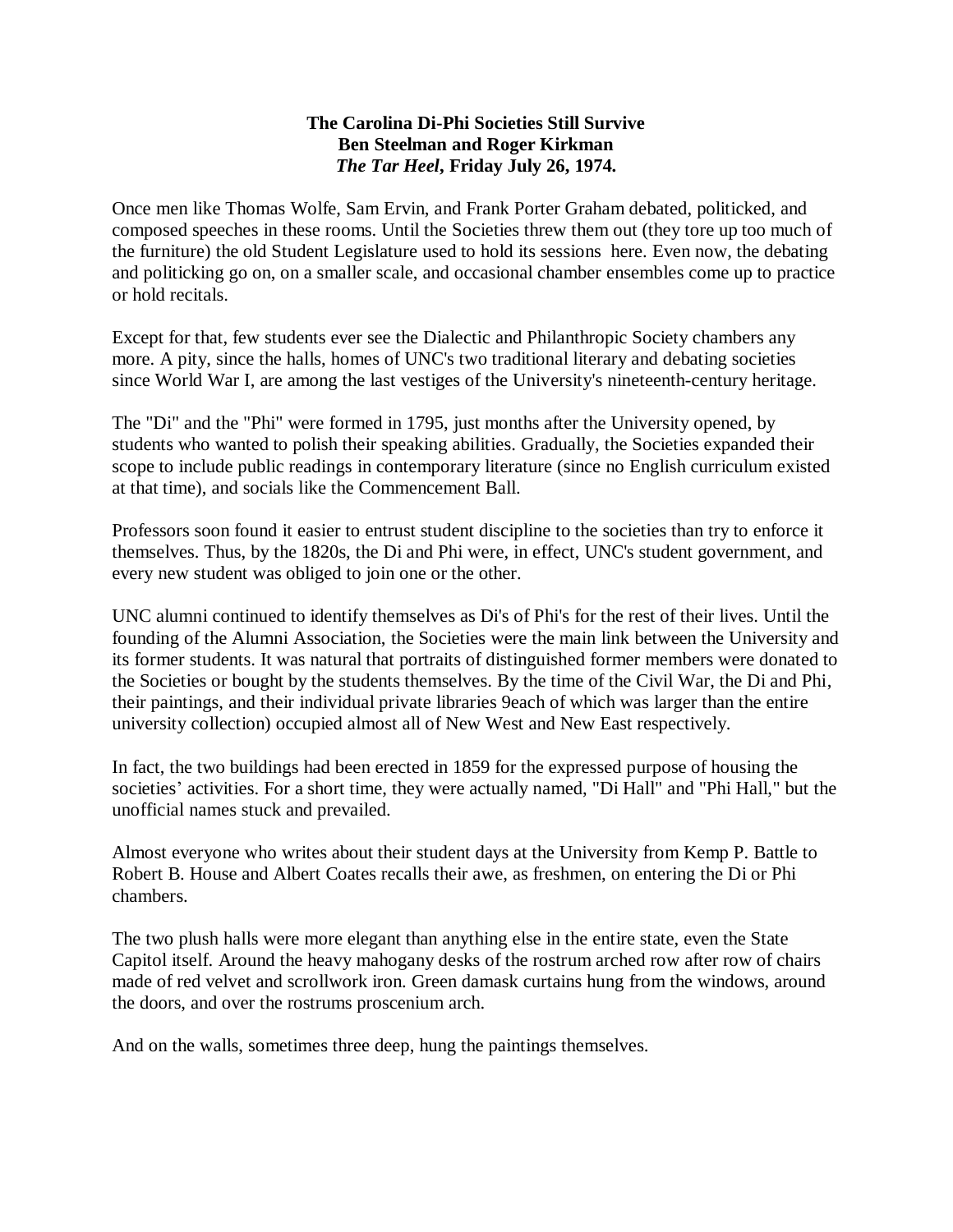**The Carolina Di-Phi Societies Still Survive**
**Ben Steelman and Roger Kirkman**
***The Tar Heel*, Friday July 26, 1974.**

Once men like Thomas Wolfe, Sam Ervin, and Frank Porter Graham debated, politicked, and composed speeches in these rooms. Until the Societies threw them out (they tore up too much of the furniture) the old Student Legislature used to hold its sessions here. Even now, the debating and politicking go on, on a smaller scale, and occasional chamber ensembles come up to practice or hold recitals.

Except for that, few students ever see the Dialectic and Philanthropic Society chambers any more. A pity, since the halls, homes of UNC's two traditional literary and debating societies since World War I, are among the last vestiges of the University's nineteenth-century heritage.

The "Di" and the "Phi" were formed in 1795, just months after the University opened, by students who wanted to polish their speaking abilities. Gradually, the Societies expanded their scope to include public readings in contemporary literature (since no English curriculum existed at that time), and socials like the Commencement Ball.

Professors soon found it easier to entrust student discipline to the societies than try to enforce it themselves. Thus, by the 1820s, the Di and Phi were, in effect, UNC's student government, and every new student was obliged to join one or the other.

UNC alumni continued to identify themselves as Di's of Phi's for the rest of their lives. Until the founding of the Alumni Association, the Societies were the main link between the University and its former students. It was natural that portraits of distinguished former members were donated to the Societies or bought by the students themselves. By the time of the Civil War, the Di and Phi, their paintings, and their individual private libraries 9each of which was larger than the entire university collection) occupied almost all of New West and New East respectively.

In fact, the two buildings had been erected in 1859 for the expressed purpose of housing the societies' activities. For a short time, they were actually named, "Di Hall" and "Phi Hall," but the unofficial names stuck and prevailed.

Almost everyone who writes about their student days at the University from Kemp P. Battle to Robert B. House and Albert Coates recalls their awe, as freshmen, on entering the Di or Phi chambers.

The two plush halls were more elegant than anything else in the entire state, even the State Capitol itself. Around the heavy mahogany desks of the rostrum arched row after row of chairs made of red velvet and scrollwork iron. Green damask curtains hung from the windows, around the doors, and over the rostrums proscenium arch.

And on the walls, sometimes three deep, hung the paintings themselves.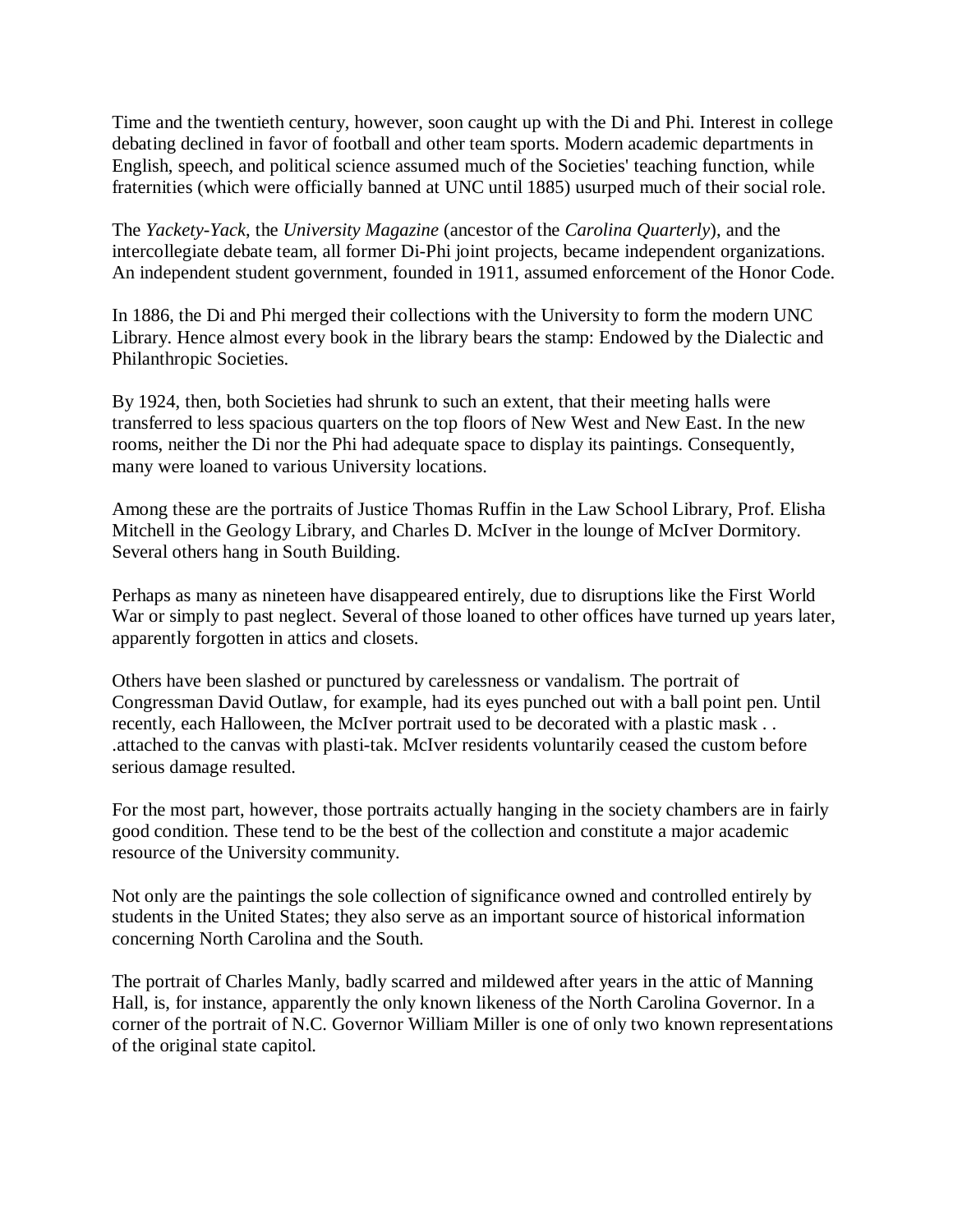Time and the twentieth century, however, soon caught up with the Di and Phi. Interest in college debating declined in favor of football and other team sports. Modern academic departments in English, speech, and political science assumed much of the Societies' teaching function, while fraternities (which were officially banned at UNC until 1885) usurped much of their social role.

The *Yackety-Yack*, the *University Magazine* (ancestor of the *Carolina Quarterly*), and the intercollegiate debate team, all former Di-Phi joint projects, became independent organizations. An independent student government, founded in 1911, assumed enforcement of the Honor Code.

In 1886, the Di and Phi merged their collections with the University to form the modern UNC Library. Hence almost every book in the library bears the stamp: Endowed by the Dialectic and Philanthropic Societies.

By 1924, then, both Societies had shrunk to such an extent, that their meeting halls were transferred to less spacious quarters on the top floors of New West and New East. In the new rooms, neither the Di nor the Phi had adequate space to display its paintings. Consequently, many were loaned to various University locations.

Among these are the portraits of Justice Thomas Ruffin in the Law School Library, Prof. Elisha Mitchell in the Geology Library, and Charles D. McIver in the lounge of McIver Dormitory. Several others hang in South Building.

Perhaps as many as nineteen have disappeared entirely, due to disruptions like the First World War or simply to past neglect. Several of those loaned to other offices have turned up years later, apparently forgotten in attics and closets.

Others have been slashed or punctured by carelessness or vandalism. The portrait of Congressman David Outlaw, for example, had its eyes punched out with a ball point pen. Until recently, each Halloween, the McIver portrait used to be decorated with a plastic mask . . .attached to the canvas with plasti-tak. McIver residents voluntarily ceased the custom before serious damage resulted.

For the most part, however, those portraits actually hanging in the society chambers are in fairly good condition. These tend to be the best of the collection and constitute a major academic resource of the University community.

Not only are the paintings the sole collection of significance owned and controlled entirely by students in the United States; they also serve as an important source of historical information concerning North Carolina and the South.

The portrait of Charles Manly, badly scarred and mildewed after years in the attic of Manning Hall, is, for instance, apparently the only known likeness of the North Carolina Governor. In a corner of the portrait of N.C. Governor William Miller is one of only two known representations of the original state capitol.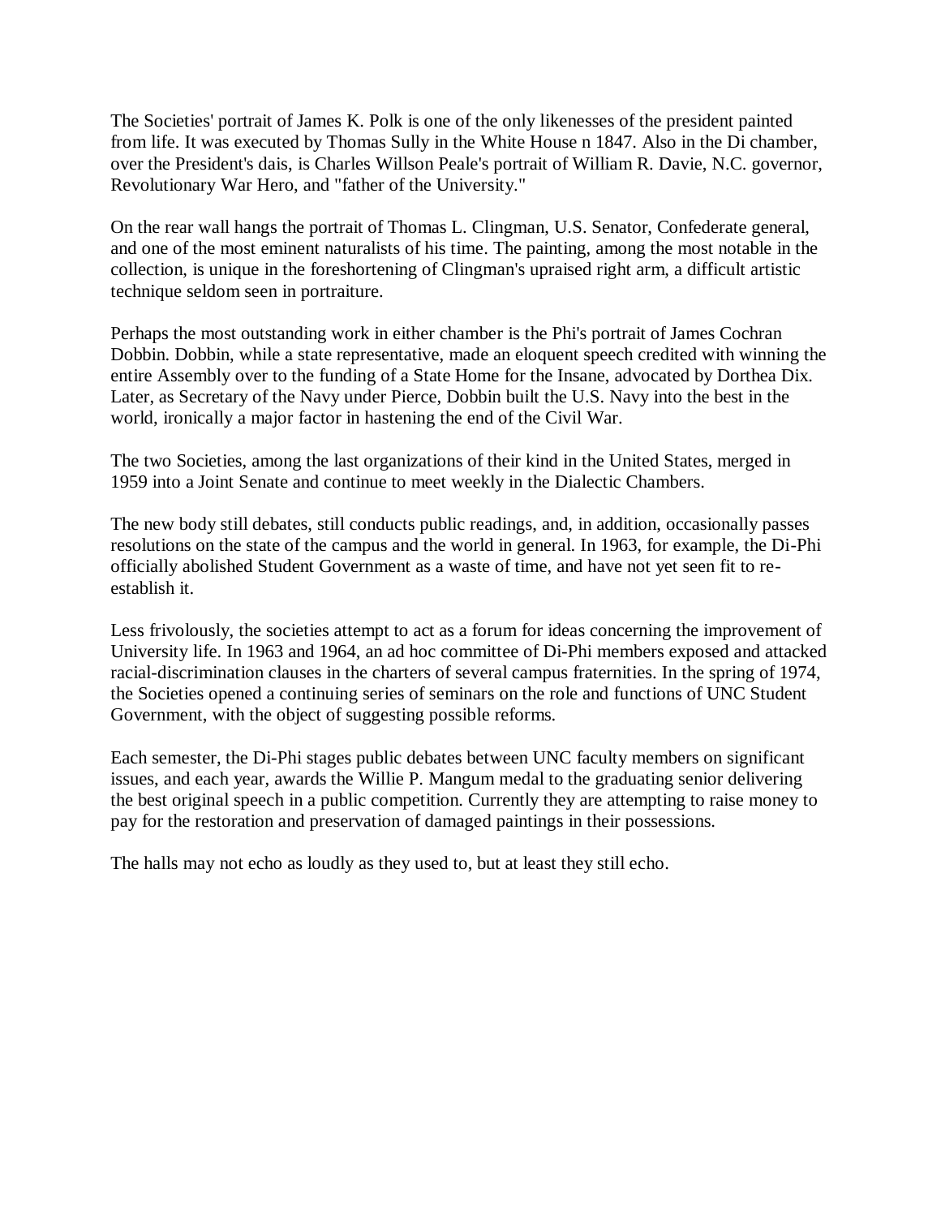The Societies' portrait of James K. Polk is one of the only likenesses of the president painted from life. It was executed by Thomas Sully in the White House n 1847. Also in the Di chamber, over the President's dais, is Charles Willson Peale's portrait of William R. Davie, N.C. governor, Revolutionary War Hero, and "father of the University."

On the rear wall hangs the portrait of Thomas L. Clingman, U.S. Senator, Confederate general, and one of the most eminent naturalists of his time. The painting, among the most notable in the collection, is unique in the foreshortening of Clingman's upraised right arm, a difficult artistic technique seldom seen in portraiture.

Perhaps the most outstanding work in either chamber is the Phi's portrait of James Cochran Dobbin. Dobbin, while a state representative, made an eloquent speech credited with winning the entire Assembly over to the funding of a State Home for the Insane, advocated by Dorthea Dix. Later, as Secretary of the Navy under Pierce, Dobbin built the U.S. Navy into the best in the world, ironically a major factor in hastening the end of the Civil War.

The two Societies, among the last organizations of their kind in the United States, merged in 1959 into a Joint Senate and continue to meet weekly in the Dialectic Chambers.

The new body still debates, still conducts public readings, and, in addition, occasionally passes resolutions on the state of the campus and the world in general. In 1963, for example, the Di-Phi officially abolished Student Government as a waste of time, and have not yet seen fit to re-establish it.

Less frivolously, the societies attempt to act as a forum for ideas concerning the improvement of University life. In 1963 and 1964, an ad hoc committee of Di-Phi members exposed and attacked racial-discrimination clauses in the charters of several campus fraternities. In the spring of 1974, the Societies opened a continuing series of seminars on the role and functions of UNC Student Government, with the object of suggesting possible reforms.

Each semester, the Di-Phi stages public debates between UNC faculty members on significant issues, and each year, awards the Willie P. Mangum medal to the graduating senior delivering the best original speech in a public competition. Currently they are attempting to raise money to pay for the restoration and preservation of damaged paintings in their possessions.

The halls may not echo as loudly as they used to, but at least they still echo.